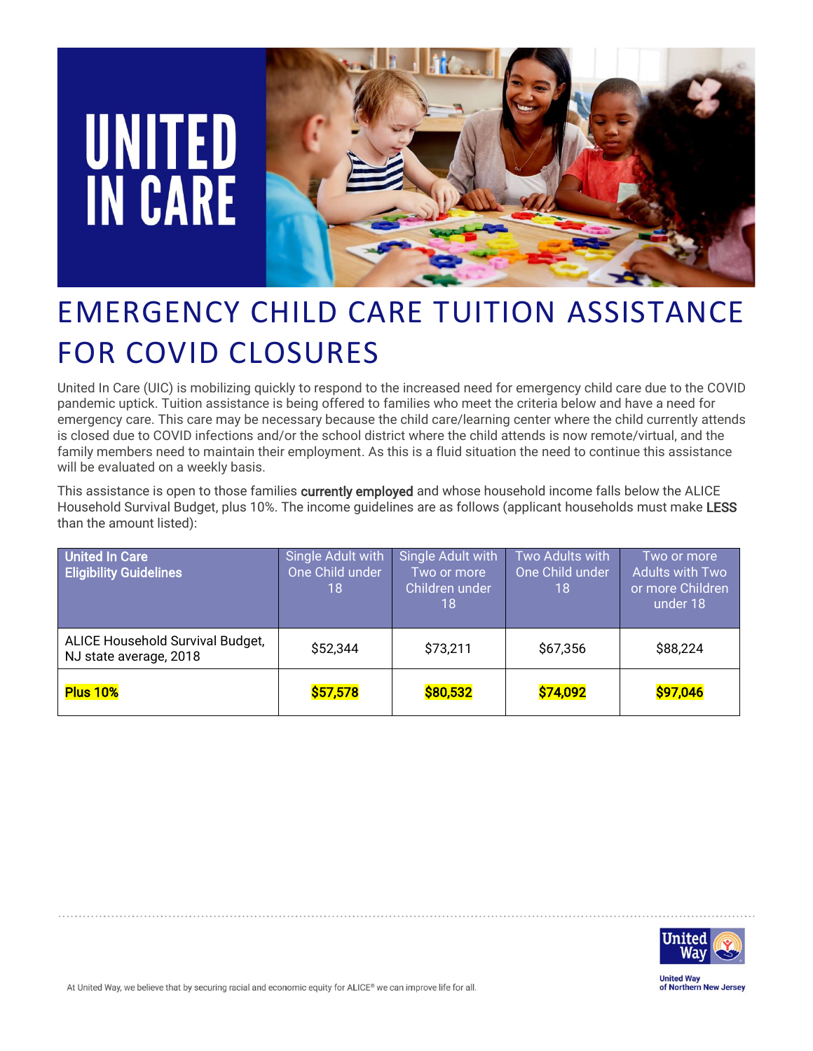# UNITED IN CARE

# EMERGENCY CHILD CARE TUITION ASSISTANCE FOR COVID CLOSURES

United In Care (UIC) is mobilizing quickly to respond to the increased need for emergency child care due to the COVID pandemic uptick. Tuition assistance is being offered to families who meet the criteria below and have a need for emergency care. This care may be necessary because the child care/learning center where the child currently attends is closed due to COVID infections and/or the school district where the child attends is now remote/virtual, and the family members need to maintain their employment. As this is a fluid situation the need to continue this assistance will be evaluated on a weekly basis.

This assistance is open to those families **currently employed** and whose household income falls below the ALICE Household Survival Budget, plus 10%. The income guidelines are as follows (applicant households must make **LESS** than the amount listed):

| United In Care Eligibility Guidelines | Single Adult with One Child under 18 | Single Adult with Two or more Children under 18 | Two Adults with One Child under 18 | Two or more Adults with Two or more Children under 18 |
|---|---|---|---|---|
| ALICE Household Survival Budget, NJ state average, 2018 | $52,344 | $73,211 | $67,356 | $88,224 |
| **Plus 10%** | **$57,578** | **$80,532** | **$74,092** | **$97,046** |

At United Way, we believe that by securing racial and economic equity for ALICE® we can improve life for all.

United Way of Northern New Jersey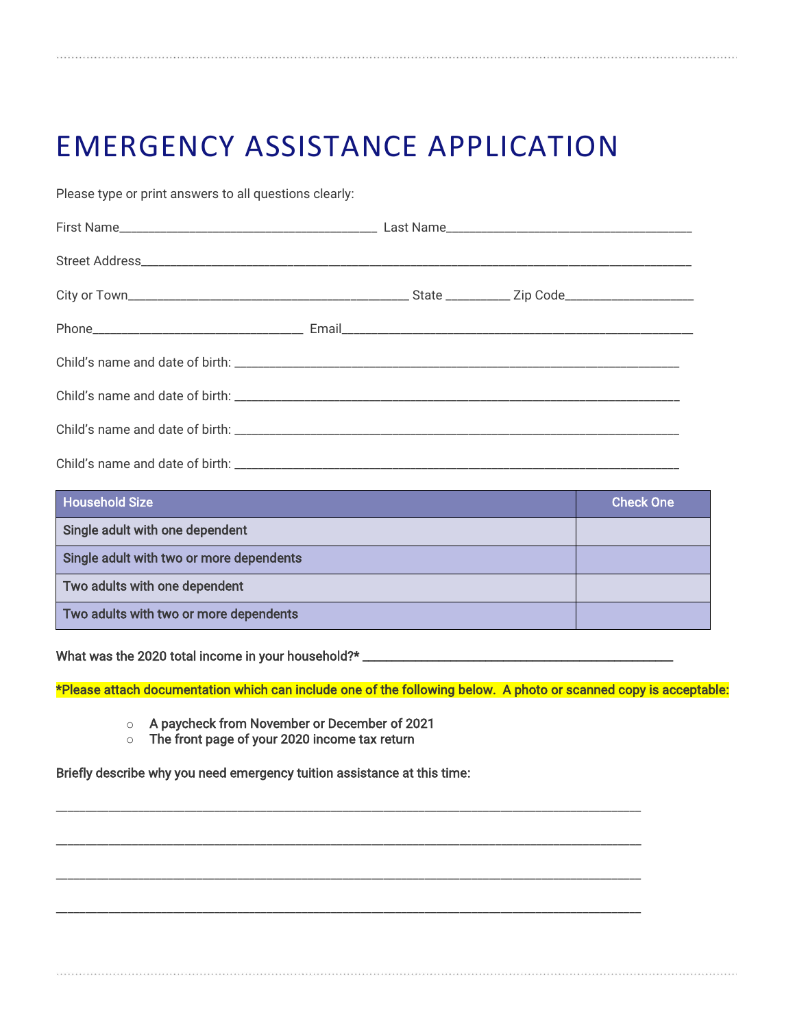# EMERGENCY ASSISTANCE APPLICATION

Please type or print answers to all questions clearly:

First Name_______________________________________ Last Name_____________________________________

Street Address___________________________________________________________________________________

City or Town___________________________________________ State __________ Zip Code____________________

Phone________________________________ Email____________________________________________________

Child's name and date of birth: ___________________________________________________________________

Child's name and date of birth: ___________________________________________________________________

Child's name and date of birth: ___________________________________________________________________

Child's name and date of birth: ___________________________________________________________________

| Household Size | Check One |
|---|---|
| Single adult with one dependent | |
| Single adult with two or more dependents | |
| Two adults with one dependent | |
| Two adults with two or more dependents | |

**What was the 2020 total income in your household?* _______________________________________________**

***Please attach documentation which can include one of the following below. A photo or scanned copy is acceptable:**

- A paycheck from November or December of 2021
- The front page of your 2020 income tax return

**Briefly describe why you need emergency tuition assistance at this time:**

_________________________________________________________________________________________

_________________________________________________________________________________________

_________________________________________________________________________________________

_________________________________________________________________________________________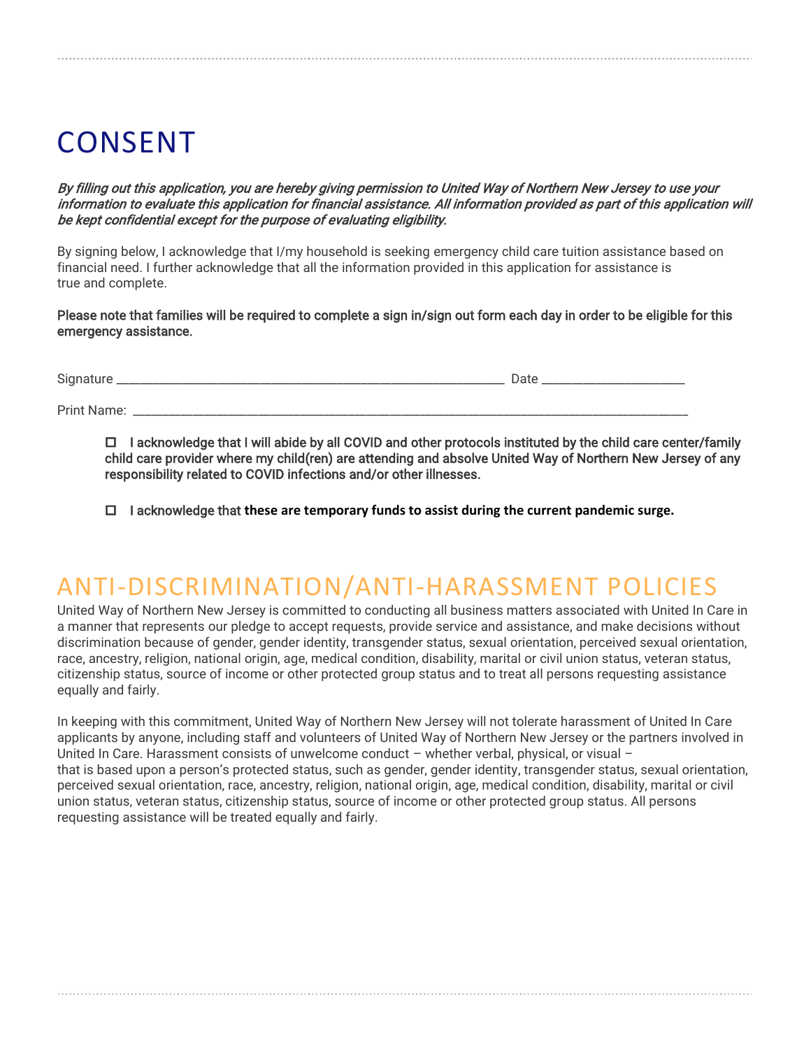# CONSENT

***By filling out this application, you are hereby giving permission to United Way of Northern New Jersey to use your information to evaluate this application for financial assistance. All information provided as part of this application will be kept confidential except for the purpose of evaluating eligibility.***

By signing below, I acknowledge that I/my household is seeking emergency child care tuition assistance based on financial need. I further acknowledge that all the information provided in this application for assistance is true and complete.

**Please note that families will be required to complete a sign in/sign out form each day in order to be eligible for this emergency assistance.**

Signature ____________________________________________________________ Date ______________________

Print Name: _____________________________________________________________________________________

- ☐ **I acknowledge that I will abide by all COVID and other protocols instituted by the child care center/family child care provider where my child(ren) are attending and absolve United Way of Northern New Jersey of any responsibility related to COVID infections and/or other illnesses.**

- ☐ I acknowledge that **these are temporary funds to assist during the current pandemic surge.**

# ANTI-DISCRIMINATION/ANTI-HARASSMENT POLICIES

United Way of Northern New Jersey is committed to conducting all business matters associated with United In Care in a manner that represents our pledge to accept requests, provide service and assistance, and make decisions without discrimination because of gender, gender identity, transgender status, sexual orientation, perceived sexual orientation, race, ancestry, religion, national origin, age, medical condition, disability, marital or civil union status, veteran status, citizenship status, source of income or other protected group status and to treat all persons requesting assistance equally and fairly.

In keeping with this commitment, United Way of Northern New Jersey will not tolerate harassment of United In Care applicants by anyone, including staff and volunteers of United Way of Northern New Jersey or the partners involved in United In Care. Harassment consists of unwelcome conduct – whether verbal, physical, or visual – that is based upon a person's protected status, such as gender, gender identity, transgender status, sexual orientation, perceived sexual orientation, race, ancestry, religion, national origin, age, medical condition, disability, marital or civil union status, veteran status, citizenship status, source of income or other protected group status. All persons requesting assistance will be treated equally and fairly.